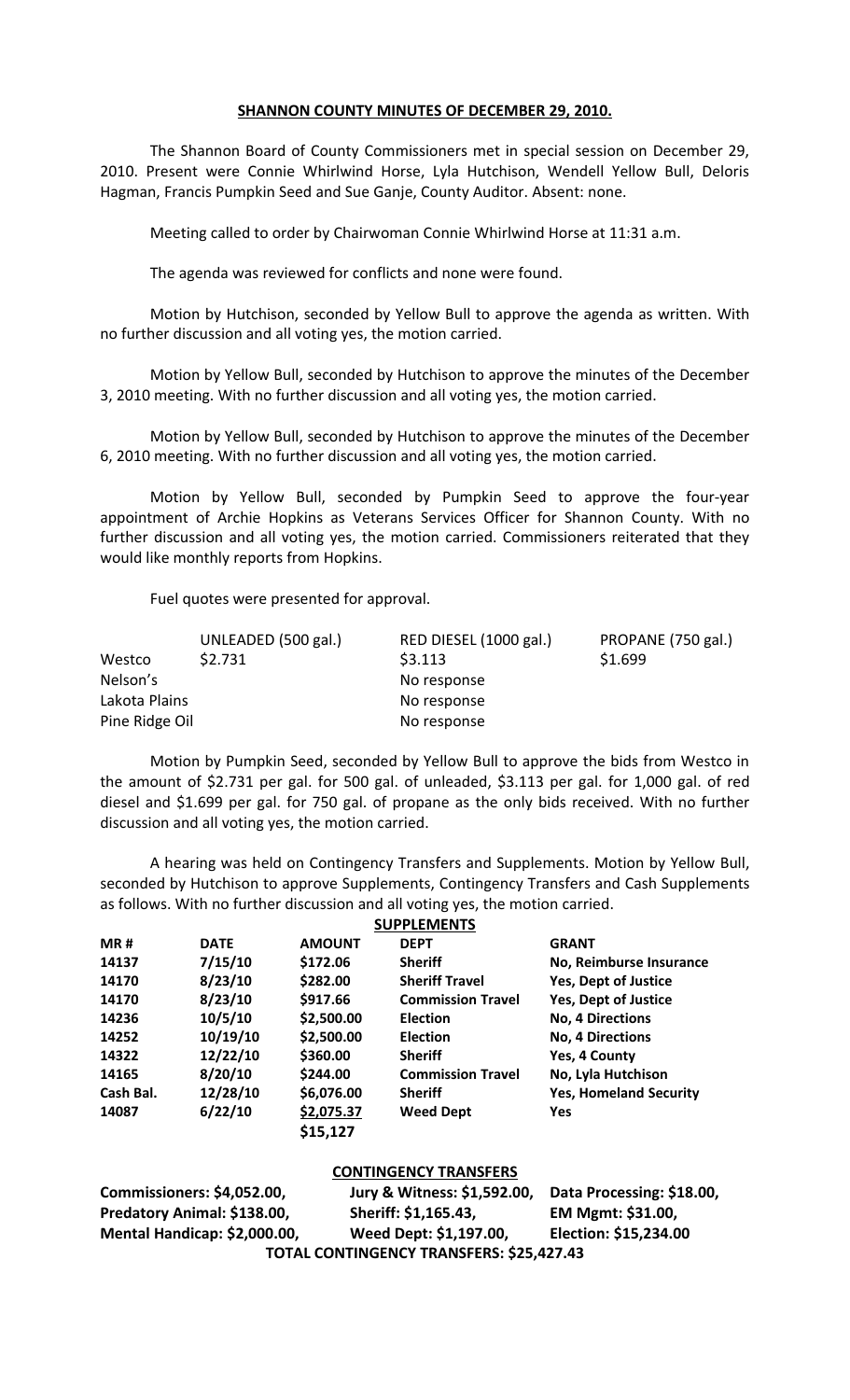## SHANNON COUNTY MINUTES OF DECEMBER 29, 2010.

The Shannon Board of County Commissioners met in special session on December 29, 2010. Present were Connie Whirlwind Horse, Lyla Hutchison, Wendell Yellow Bull, Deloris Hagman, Francis Pumpkin Seed and Sue Ganje, County Auditor. Absent: none.

Meeting called to order by Chairwoman Connie Whirlwind Horse at 11:31 a.m.

The agenda was reviewed for conflicts and none were found.

Motion by Hutchison, seconded by Yellow Bull to approve the agenda as written. With no further discussion and all voting yes, the motion carried.

Motion by Yellow Bull, seconded by Hutchison to approve the minutes of the December 3, 2010 meeting. With no further discussion and all voting yes, the motion carried.

Motion by Yellow Bull, seconded by Hutchison to approve the minutes of the December 6, 2010 meeting. With no further discussion and all voting yes, the motion carried.

Motion by Yellow Bull, seconded by Pumpkin Seed to approve the four-year appointment of Archie Hopkins as Veterans Services Officer for Shannon County. With no further discussion and all voting yes, the motion carried. Commissioners reiterated that they would like monthly reports from Hopkins.

Fuel quotes were presented for approval.

| | UNLEADED (500 gal.) | RED DIESEL (1000 gal.) | PROPANE (750 gal.) |
|---|---|---|---|
| Westco | $2.731 | $3.113 | $1.699 |
| Nelson's | | No response | |
| Lakota Plains | | No response | |
| Pine Ridge Oil | | No response | |

Motion by Pumpkin Seed, seconded by Yellow Bull to approve the bids from Westco in the amount of $2.731 per gal. for 500 gal. of unleaded, $3.113 per gal. for 1,000 gal. of red diesel and $1.699 per gal. for 750 gal. of propane as the only bids received. With no further discussion and all voting yes, the motion carried.

A hearing was held on Contingency Transfers and Supplements. Motion by Yellow Bull, seconded by Hutchison to approve Supplements, Contingency Transfers and Cash Supplements as follows. With no further discussion and all voting yes, the motion carried.

**SUPPLEMENTS**

| MR # | DATE | AMOUNT | DEPT | GRANT |
|---|---|---|---|---|
| 14137 | 7/15/10 | $172.06 | Sheriff | No, Reimburse Insurance |
| 14170 | 8/23/10 | $282.00 | Sheriff Travel | Yes, Dept of Justice |
| 14170 | 8/23/10 | $917.66 | Commission Travel | Yes, Dept of Justice |
| 14236 | 10/5/10 | $2,500.00 | Election | No, 4 Directions |
| 14252 | 10/19/10 | $2,500.00 | Election | No, 4 Directions |
| 14322 | 12/22/10 | $360.00 | Sheriff | Yes, 4 County |
| 14165 | 8/20/10 | $244.00 | Commission Travel | No, Lyla Hutchison |
| Cash Bal. | 12/28/10 | $6,076.00 | Sheriff | Yes, Homeland Security |
| 14087 | 6/22/10 | $2,075.37 | Weed Dept | Yes |
| | | $15,127 | | |

**CONTINGENCY TRANSFERS**

| | | |
|---|---|---|
| Commissioners: $4,052.00, | Jury & Witness: $1,592.00, | Data Processing: $18.00, |
| Predatory Animal: $138.00, | Sheriff: $1,165.43, | EM Mgmt: $31.00, |
| Mental Handicap: $2,000.00, | Weed Dept: $1,197.00, | Election: $15,234.00 |

**TOTAL CONTINGENCY TRANSFERS: $25,427.43**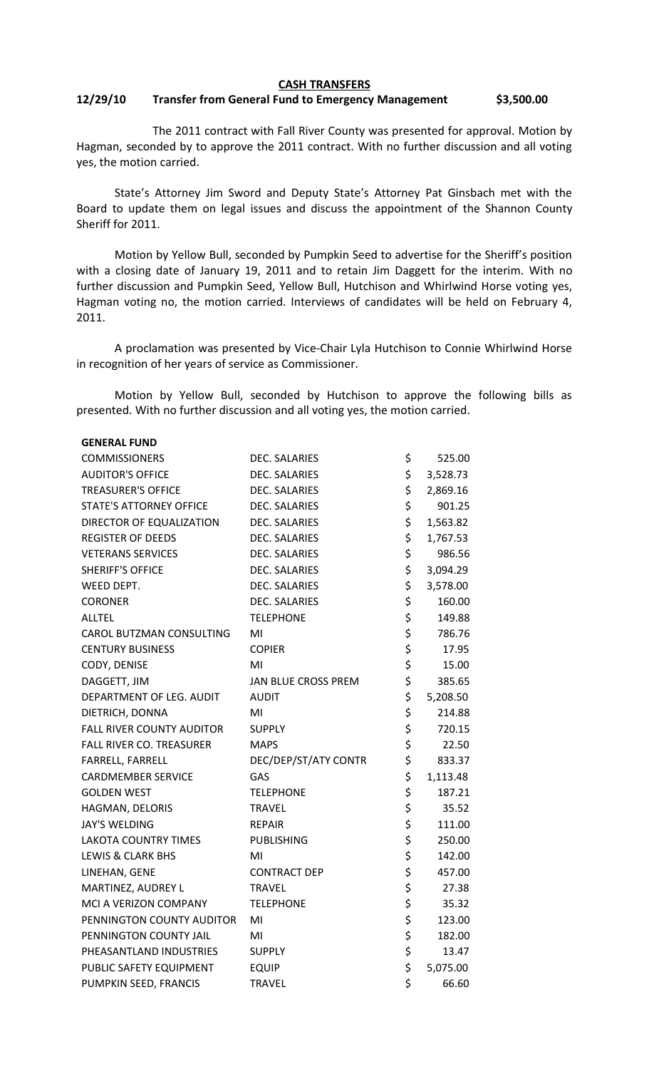**CASH TRANSFERS**

**12/29/10 Transfer from General Fund to Emergency Management $3,500.00**

The 2011 contract with Fall River County was presented for approval. Motion by Hagman, seconded by to approve the 2011 contract. With no further discussion and all voting yes, the motion carried.

State's Attorney Jim Sword and Deputy State's Attorney Pat Ginsbach met with the Board to update them on legal issues and discuss the appointment of the Shannon County Sheriff for 2011.

Motion by Yellow Bull, seconded by Pumpkin Seed to advertise for the Sheriff's position with a closing date of January 19, 2011 and to retain Jim Daggett for the interim. With no further discussion and Pumpkin Seed, Yellow Bull, Hutchison and Whirlwind Horse voting yes, Hagman voting no, the motion carried. Interviews of candidates will be held on February 4, 2011.

A proclamation was presented by Vice-Chair Lyla Hutchison to Connie Whirlwind Horse in recognition of her years of service as Commissioner.

Motion by Yellow Bull, seconded by Hutchison to approve the following bills as presented. With no further discussion and all voting yes, the motion carried.

| **GENERAL FUND** | | |
|---|---|---|
| COMMISSIONERS | DEC. SALARIES | $ 525.00 |
| AUDITOR'S OFFICE | DEC. SALARIES | $ 3,528.73 |
| TREASURER'S OFFICE | DEC. SALARIES | $ 2,869.16 |
| STATE'S ATTORNEY OFFICE | DEC. SALARIES | $ 901.25 |
| DIRECTOR OF EQUALIZATION | DEC. SALARIES | $ 1,563.82 |
| REGISTER OF DEEDS | DEC. SALARIES | $ 1,767.53 |
| VETERANS SERVICES | DEC. SALARIES | $ 986.56 |
| SHERIFF'S OFFICE | DEC. SALARIES | $ 3,094.29 |
| WEED DEPT. | DEC. SALARIES | $ 3,578.00 |
| CORONER | DEC. SALARIES | $ 160.00 |
| ALLTEL | TELEPHONE | $ 149.88 |
| CAROL BUTZMAN CONSULTING | MI | $ 786.76 |
| CENTURY BUSINESS | COPIER | $ 17.95 |
| CODY, DENISE | MI | $ 15.00 |
| DAGGETT, JIM | JAN BLUE CROSS PREM | $ 385.65 |
| DEPARTMENT OF LEG. AUDIT | AUDIT | $ 5,208.50 |
| DIETRICH, DONNA | MI | $ 214.88 |
| FALL RIVER COUNTY AUDITOR | SUPPLY | $ 720.15 |
| FALL RIVER CO. TREASURER | MAPS | $ 22.50 |
| FARRELL, FARRELL | DEC/DEP/ST/ATY CONTR | $ 833.37 |
| CARDMEMBER SERVICE | GAS | $ 1,113.48 |
| GOLDEN WEST | TELEPHONE | $ 187.21 |
| HAGMAN, DELORIS | TRAVEL | $ 35.52 |
| JAY'S WELDING | REPAIR | $ 111.00 |
| LAKOTA COUNTRY TIMES | PUBLISHING | $ 250.00 |
| LEWIS & CLARK BHS | MI | $ 142.00 |
| LINEHAN, GENE | CONTRACT DEP | $ 457.00 |
| MARTINEZ, AUDREY L | TRAVEL | $ 27.38 |
| MCI A VERIZON COMPANY | TELEPHONE | $ 35.32 |
| PENNINGTON COUNTY AUDITOR | MI | $ 123.00 |
| PENNINGTON COUNTY JAIL | MI | $ 182.00 |
| PHEASANTLAND INDUSTRIES | SUPPLY | $ 13.47 |
| PUBLIC SAFETY EQUIPMENT | EQUIP | $ 5,075.00 |
| PUMPKIN SEED, FRANCIS | TRAVEL | $ 66.60 |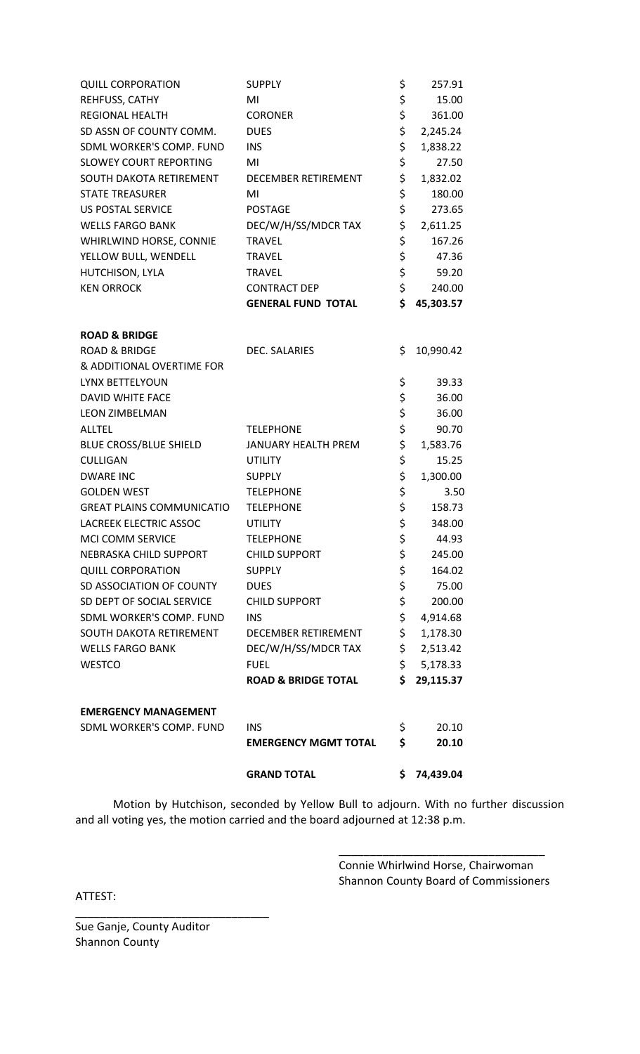| | | | |
|---|---|---|---|
| QUILL CORPORATION | SUPPLY | $ | 257.91 |
| REHFUSS, CATHY | MI | $ | 15.00 |
| REGIONAL HEALTH | CORONER | $ | 361.00 |
| SD ASSN OF COUNTY COMM. | DUES | $ | 2,245.24 |
| SDML WORKER'S COMP. FUND | INS | $ | 1,838.22 |
| SLOWEY COURT REPORTING | MI | $ | 27.50 |
| SOUTH DAKOTA RETIREMENT | DECEMBER RETIREMENT | $ | 1,832.02 |
| STATE TREASURER | MI | $ | 180.00 |
| US POSTAL SERVICE | POSTAGE | $ | 273.65 |
| WELLS FARGO BANK | DEC/W/H/SS/MDCR TAX | $ | 2,611.25 |
| WHIRLWIND HORSE, CONNIE | TRAVEL | $ | 167.26 |
| YELLOW BULL, WENDELL | TRAVEL | $ | 47.36 |
| HUTCHISON, LYLA | TRAVEL | $ | 59.20 |
| KEN ORROCK | CONTRACT DEP | $ | 240.00 |
| | **GENERAL FUND TOTAL** | **$** | **45,303.57** |
| | | | |
| **ROAD & BRIDGE** | | | |
| ROAD & BRIDGE | DEC. SALARIES | $ | 10,990.42 |
| & ADDITIONAL OVERTIME FOR | | | |
| LYNX BETTELYOUN | | $ | 39.33 |
| DAVID WHITE FACE | | $ | 36.00 |
| LEON ZIMBELMAN | | $ | 36.00 |
| ALLTEL | TELEPHONE | $ | 90.70 |
| BLUE CROSS/BLUE SHIELD | JANUARY HEALTH PREM | $ | 1,583.76 |
| CULLIGAN | UTILITY | $ | 15.25 |
| DWARE INC | SUPPLY | $ | 1,300.00 |
| GOLDEN WEST | TELEPHONE | $ | 3.50 |
| GREAT PLAINS COMMUNICATIO | TELEPHONE | $ | 158.73 |
| LACREEK ELECTRIC ASSOC | UTILITY | $ | 348.00 |
| MCI COMM SERVICE | TELEPHONE | $ | 44.93 |
| NEBRASKA CHILD SUPPORT | CHILD SUPPORT | $ | 245.00 |
| QUILL CORPORATION | SUPPLY | $ | 164.02 |
| SD ASSOCIATION OF COUNTY | DUES | $ | 75.00 |
| SD DEPT OF SOCIAL SERVICE | CHILD SUPPORT | $ | 200.00 |
| SDML WORKER'S COMP. FUND | INS | $ | 4,914.68 |
| SOUTH DAKOTA RETIREMENT | DECEMBER RETIREMENT | $ | 1,178.30 |
| WELLS FARGO BANK | DEC/W/H/SS/MDCR TAX | $ | 2,513.42 |
| WESTCO | FUEL | $ | 5,178.33 |
| | **ROAD & BRIDGE TOTAL** | **$** | **29,115.37** |
| | | | |
| **EMERGENCY MANAGEMENT** | | | |
| SDML WORKER'S COMP. FUND | INS | $ | 20.10 |
| | **EMERGENCY MGMT TOTAL** | **$** | **20.10** |
| | | | |
| | **GRAND TOTAL** | **$** | **74,439.04** |

Motion by Hutchison, seconded by Yellow Bull to adjourn. With no further discussion and all voting yes, the motion carried and the board adjourned at 12:38 p.m.

\_\_\_\_\_\_\_\_\_\_\_\_\_\_\_\_\_\_\_\_\_\_\_\_\_\_\_\_\_\_\_\_

Connie Whirlwind Horse, Chairwoman
Shannon County Board of Commissioners

ATTEST:

\_\_\_\_\_\_\_\_\_\_\_\_\_\_\_\_\_\_\_\_\_\_\_\_\_\_\_\_\_\_\_\_

Sue Ganje, County Auditor
Shannon County